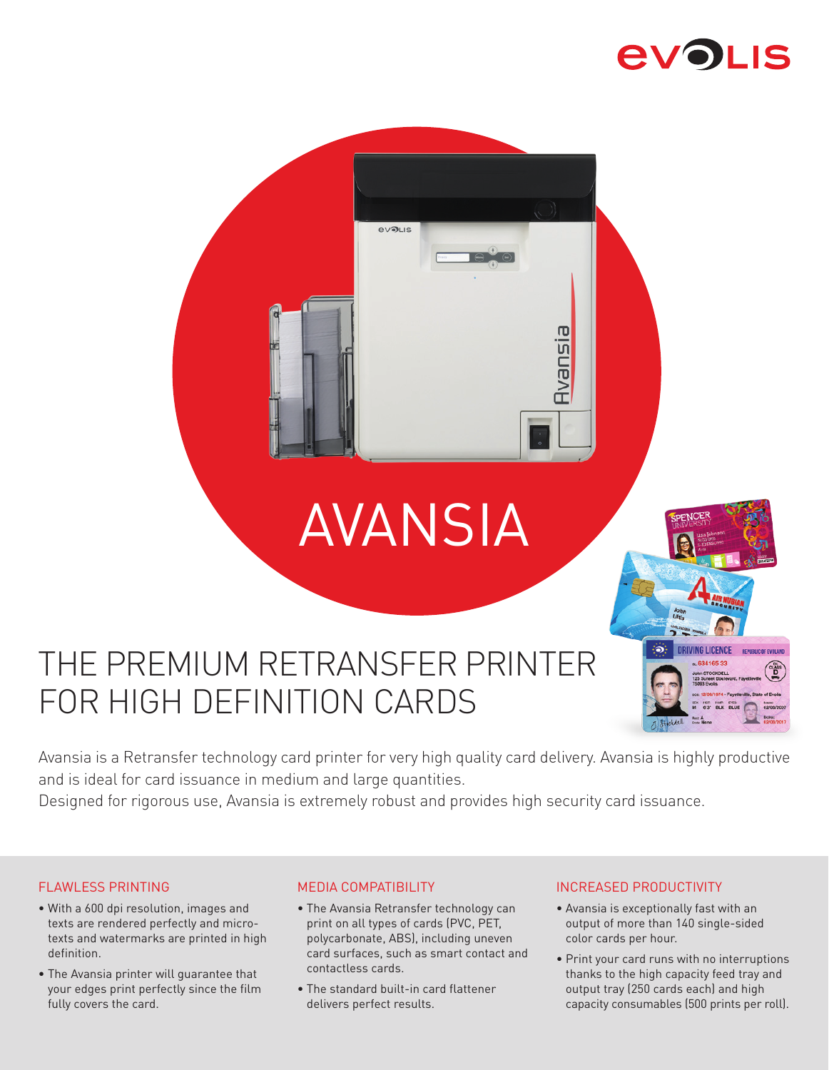# AVANSIA

## THE PREMIUM RETRANSFER PRINTER FOR HIGH DEFINITION CARDS

Avansia is a Retransfer technology card printer for very high quality card delivery. Avansia is highly productive and is ideal for card issuance in medium and large quantities.
Designed for rigorous use, Avansia is extremely robust and provides high security card issuance.

### FLAWLESS PRINTING

- With a 600 dpi resolution, images and texts are rendered perfectly and micro-texts and watermarks are printed in high definition.
- The Avansia printer will guarantee that your edges print perfectly since the film fully covers the card.

### MEDIA COMPATIBILITY

- The Avansia Retransfer technology can print on all types of cards (PVC, PET, polycarbonate, ABS), including uneven card surfaces, such as smart contact and contactless cards.
- The standard built-in card flattener delivers perfect results.

### INCREASED PRODUCTIVITY

- Avansia is exceptionally fast with an output of more than 140 single-sided color cards per hour.
- Print your card runs with no interruptions thanks to the high capacity feed tray and output tray (250 cards each) and high capacity consumables (500 prints per roll).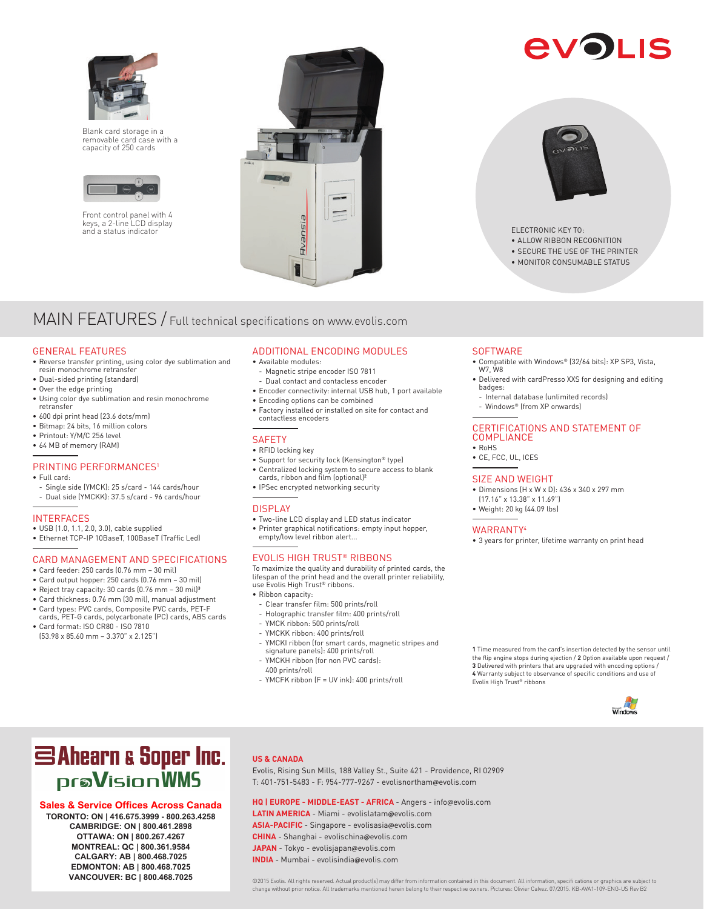evolis

Blank card storage in a removable card case with a capacity of 250 cards

Front control panel with 4 keys, a 2-line LCD display and a status indicator

ELECTRONIC KEY TO:
- ALLOW RIBBON RECOGNITION
- SECURE THE USE OF THE PRINTER
- MONITOR CONSUMABLE STATUS

# MAIN FEATURES / Full technical specifications on www.evolis.com

## GENERAL FEATURES

- Reverse transfer printing, using color dye sublimation and resin monochrome retransfer
- Dual-sided printing (standard)
- Over the edge printing
- Using color dye sublimation and resin monochrome retransfer
- 600 dpi print head (23.6 dots/mm)
- Bitmap: 24 bits, 16 million colors
- Printout: Y/M/C 256 level
- 64 MB of memory (RAM)

## PRINTING PERFORMANCES[1]

- Full card:
  - Single side (YMCK): 25 s/card - 144 cards/hour
  - Dual side (YMCKK): 37.5 s/card - 96 cards/hour

## INTERFACES

- USB (1.0, 1.1, 2.0, 3.0), cable supplied
- Ethernet TCP-IP 10BaseT, 100BaseT (Traffic Led)

## CARD MANAGEMENT AND SPECIFICATIONS

- Card feeder: 250 cards (0.76 mm – 30 mil)
- Card output hopper: 250 cards (0.76 mm – 30 mil)
- Reject tray capacity: 30 cards (0.76 mm – 30 mil)[3]
- Card thickness: 0.76 mm (30 mil), manual adjustment
- Card types: PVC cards, Composite PVC cards, PET-F cards, PET-G cards, polycarbonate (PC) cards, ABS cards
- Card format: ISO CR80 - ISO 7810 (53.98 x 85.60 mm – 3.370" x 2.125")

## ADDITIONAL ENCODING MODULES

- Available modules:
  - Magnetic stripe encoder ISO 7811
  - Dual contact and contacless encoder
- Encoder connectivity: internal USB hub, 1 port available
- Encoding options can be combined
- Factory installed or installed on site for contact and contactless encoders

## SAFETY

- RFID locking key
- Support for security lock (Kensington® type)
- Centralized locking system to secure access to blank cards, ribbon and film (optional)[2]
- IPSec encrypted networking security

## DISPLAY

- Two-line LCD display and LED status indicator
- Printer graphical notifications: empty input hopper, empty/low level ribbon alert...

## EVOLIS HIGH TRUST® RIBBONS

To maximize the quality and durability of printed cards, the lifespan of the print head and the overall printer reliability, use Evolis High Trust® ribbons.

- Ribbon capacity:
  - Clear transfer film: 500 prints/roll
  - Holographic transfer film: 400 prints/roll
  - YMCK ribbon: 500 prints/roll
  - YMCKK ribbon: 400 prints/roll
  - YMCKI ribbon (for smart cards, magnetic stripes and signature panels): 400 prints/roll
  - YMCKH ribbon (for non PVC cards): 400 prints/roll
  - YMCFK ribbon (F = UV ink): 400 prints/roll

## SOFTWARE

- Compatible with Windows® (32/64 bits): XP SP3, Vista, W7, W8
- Delivered with cardPresso XXS for designing and editing badges:
  - Internal database (unlimited records)
  - Windows® (from XP onwards)

## CERTIFICATIONS AND STATEMENT OF COMPLIANCE

- RoHS
- CE, FCC, UL, ICES

## SIZE AND WEIGHT

- Dimensions (H x W x D): 436 x 340 x 297 mm (17.16" x 13.38" x 11.69")
- Weight: 20 kg (44.09 lbs)

## WARRANTY[4]

- 3 years for printer, lifetime warranty on print head

**1** Time measured from the card's insertion detected by the sensor until the flip engine stops during ejection / **2** Option available upon request / **3** Delivered with printers that are upgraded with encoding options / **4** Warranty subject to observance of specific conditions and use of Evolis High Trust® ribbons

Microsoft Windows

**Ahearn & Soper Inc.**
**proVision WMS**

**Sales & Service Offices Across Canada**
**TORONTO: ON | 416.675.3999 - 800.263.4258**
**CAMBRIDGE: ON | 800.461.2898**
**OTTAWA: ON | 800.267.4267**
**MONTREAL: QC | 800.361.9584**
**CALGARY: AB | 800.468.7025**
**EDMONTON: AB | 800.468.7025**
**VANCOUVER: BC | 800.468.7025**

**US & CANADA**
Evolis, Rising Sun Mills, 188 Valley St., Suite 421 - Providence, RI 02909
T: 401-751-5483 - F: 954-777-9267 - evolisnortham@evolis.com

**HQ | EUROPE - MIDDLE-EAST - AFRICA** - Angers - info@evolis.com
**LATIN AMERICA** - Miami - evolislatam@evolis.com
**ASIA-PACIFIC** - Singapore - evolisasia@evolis.com
**CHINA** - Shanghai - evolischina@evolis.com
**JAPAN** - Tokyo - evolisjapan@evolis.com
**INDIA** - Mumbai - evolisindia@evolis.com

©2015 Evolis. All rights reserved. Actual product(s) may differ from information contained in this document. All information, specifi cations or graphics are subject to change without prior notice. All trademarks mentioned herein belong to their respective owners. Pictures: Olivier Calvez. 07/2015. KB-AVA1-109-ENG-US Rev B2